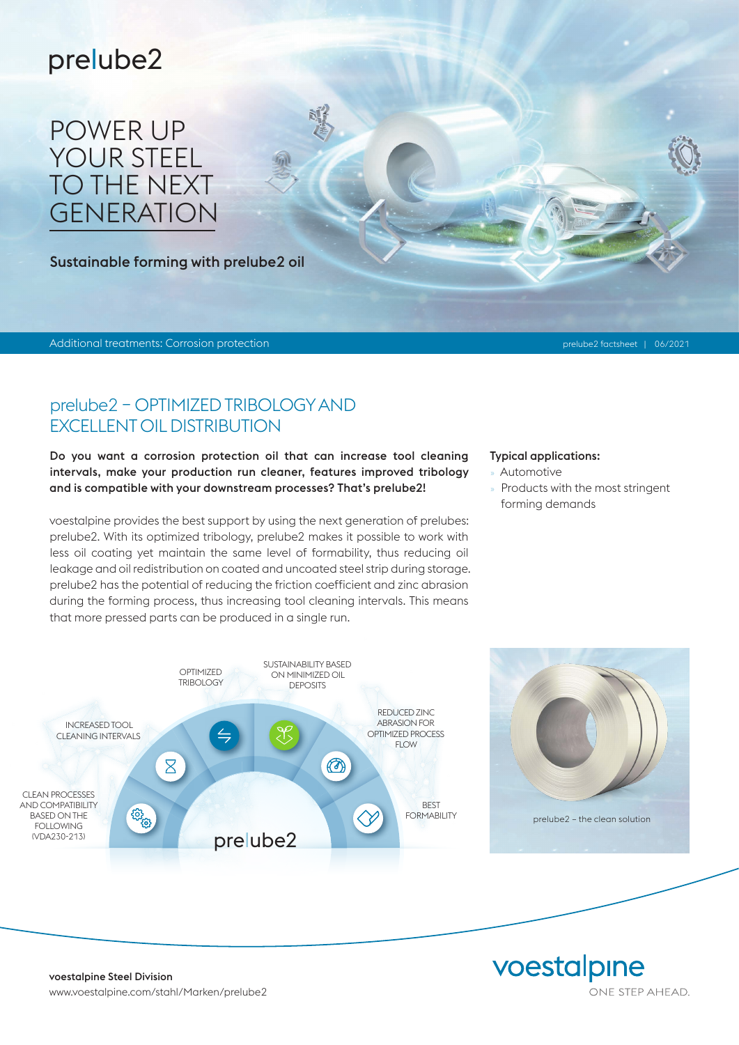# prelube2

# POWER UP YOUR STEEL TO THE NEXT GENERATION

**Sustainable forming with prelube2 oil**

Additional treatments: Corrosion protection

prelube2 factsheet | 06/2021

## prelube2 – OPTIMIZED TRIBOLOGY AND EXCELLENT OIL DISTRIBUTION

**Do you want a corrosion protection oil that can increase tool cleaning intervals, make your production run cleaner, features improved tribology and is compatible with your downstream processes? That's prelube2!**

voestalpine provides the best support by using the next generation of prelubes: prelube2. With its optimized tribology, prelube2 makes it possible to work with less oil coating yet maintain the same level of formability, thus reducing oil leakage and oil redistribution on coated and uncoated steel strip during storage. prelube2 has the potential of reducing the friction coefficient and zinc abrasion during the forming process, thus increasing tool cleaning intervals. This means that more pressed parts can be produced in a single run.

**Typical applications:**

- Automotive
- Products with the most stringent forming demands

OPTIMIZED TRIBOLOGY

SUSTAINABILITY BASED ON MINIMIZED OIL DEPOSITS

INCREASED TOOL CLEANING INTERVALS

REDUCED ZINC ABRASION FOR OPTIMIZED PROCESS FLOW

CLEAN PROCESSES AND COMPATIBILITY BASED ON THE FOLLOWING (VDA230-213)

BEST FORMABILITY

prelube2

prelube2 – the clean solution

**voestalpine Steel Division**
www.voestalpine.com/stahl/Marken/prelube2

voestalpine
ONE STEP AHEAD.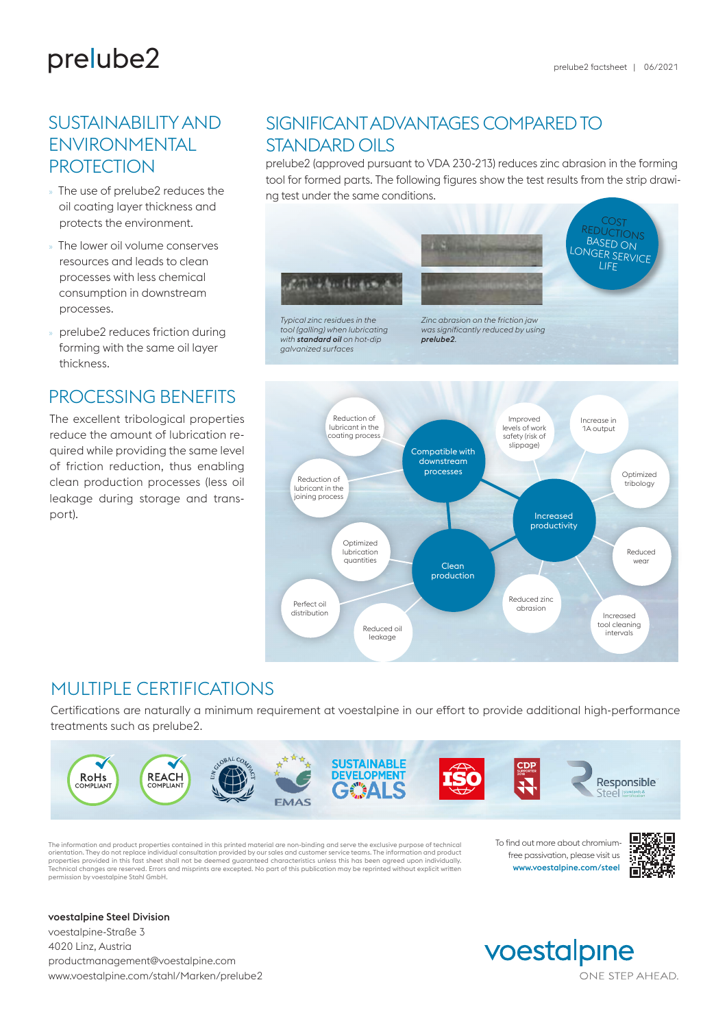# prelube2

## SUSTAINABILITY AND ENVIRONMENTAL PROTECTION

- The use of prelube2 reduces the oil coating layer thickness and protects the environment.
- The lower oil volume conserves resources and leads to clean processes with less chemical consumption in downstream processes.
- prelube2 reduces friction during forming with the same oil layer thickness.

## PROCESSING BENEFITS

The excellent tribological properties reduce the amount of lubrication required while providing the same level of friction reduction, thus enabling clean production processes (less oil leakage during storage and transport).

## SIGNIFICANT ADVANTAGES COMPARED TO STANDARD OILS

prelube2 (approved pursuant to VDA 230-213) reduces zinc abrasion in the forming tool for formed parts. The following figures show the test results from the strip drawing test under the same conditions.

*Typical zinc residues in the tool (galling) when lubricating with **standard oil** on hot-dip galvanized surfaces*

*Zinc abrasion on the friction jaw was significantly reduced by using **prelube2**.*

COST REDUCTIONS BASED ON LONGER SERVICE LIFE

Compatible with downstream processes
Reduction of lubricant in the coating process
Reduction of lubricant in the joining process
Increased productivity
Improved levels of work safety (risk of slippage)
Increase in 1A output
Optimized tribology
Reduced wear
Increased tool cleaning intervals
Reduced zinc abrasion
Clean production
Optimized lubrication quantities
Perfect oil distribution
Reduced oil leakage

## MULTIPLE CERTIFICATIONS

Certifications are naturally a minimum requirement at voestalpine in our effort to provide additional high-performance treatments such as prelube2.

RoHS COMPLIANT | REACH COMPLIANT | UN GLOBAL COMPACT | EMAS | SUSTAINABLE DEVELOPMENT GOALS | ISO | CDP | Responsible Steel

The information and product properties contained in this printed material are non-binding and serve the exclusive purpose of technical orientation. They do not replace individual consultation provided by our sales and customer service teams. The information and product properties provided in this fast sheet shall not be deemed guaranteed characteristics unless this has been agreed upon individually. Technical changes are reserved. Errors and misprints are excepted. No part of this publication may be reprinted without explicit written permission by voestalpine Stahl GmbH.

To find out more about chromium-free passivation, please visit us **www.voestalpine.com/steel**

**voestalpine Steel Division**
voestalpine-Straße 3
4020 Linz, Austria
productmanagement@voestalpine.com
www.voestalpine.com/stahl/Marken/prelube2

voestalpine
ONE STEP AHEAD.